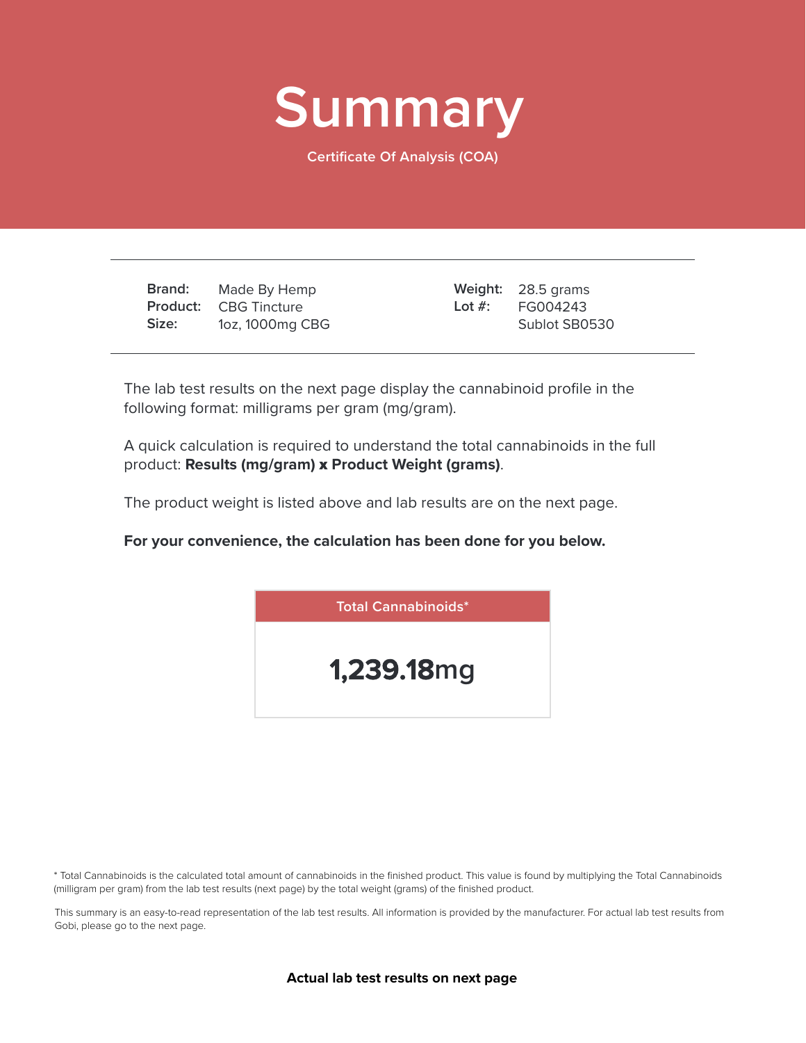# Summary

Certificate Of Analysis (COA)

| | | | |
|---|---|---|---|
| **Brand:** | Made By Hemp | **Weight:** | 28.5 grams |
| **Product:** | CBG Tincture | **Lot #:** | FG004243 |
| **Size:** | 1oz, 1000mg CBG | | Sublot SB0530 |

The lab test results on the next page display the cannabinoid profile in the following format: milligrams per gram (mg/gram).

A quick calculation is required to understand the total cannabinoids in the full product: **Results (mg/gram) x Product Weight (grams)**.

The product weight is listed above and lab results are on the next page.

**For your convenience, the calculation has been done for you below.**

| Total Cannabinoids* |
|---|
| **1,239.18**mg |

* Total Cannabinoids is the calculated total amount of cannabinoids in the finished product. This value is found by multiplying the Total Cannabinoids (milligram per gram) from the lab test results (next page) by the total weight (grams) of the finished product.

This summary is an easy-to-read representation of the lab test results. All information is provided by the manufacturer. For actual lab test results from Gobi, please go to the next page.

**Actual lab test results on next page**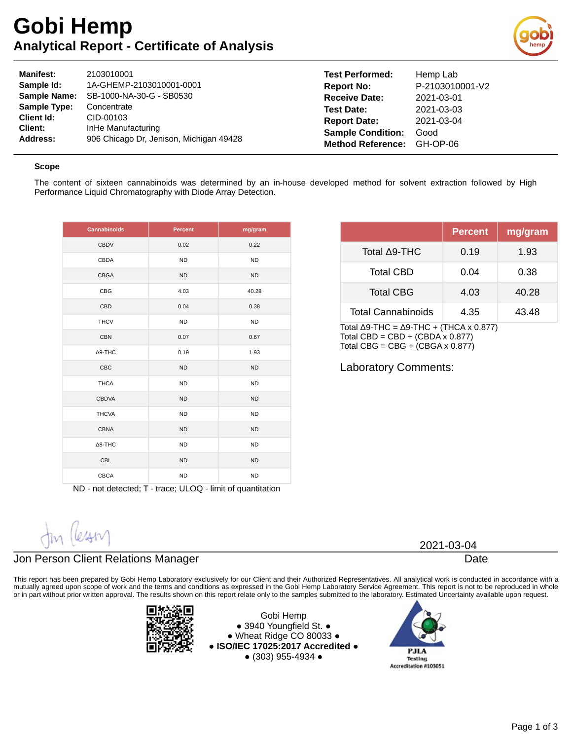# Gobi Hemp

## Analytical Report - Certificate of Analysis

| | | | |
|---|---|---|---|
| **Manifest:** | 2103010001 | **Test Performed:** | Hemp Lab |
| **Sample Id:** | 1A-GHEMP-2103010001-0001 | **Report No:** | P-2103010001-V2 |
| **Sample Name:** | SB-1000-NA-30-G - SB0530 | **Receive Date:** | 2021-03-01 |
| **Sample Type:** | Concentrate | **Test Date:** | 2021-03-03 |
| **Client Id:** | CID-00103 | **Report Date:** | 2021-03-04 |
| **Client:** | InHe Manufacturing | **Sample Condition:** | Good |
| **Address:** | 906 Chicago Dr, Jenison, Michigan 49428 | **Method Reference:** | GH-OP-06 |

**Scope**

The content of sixteen cannabinoids was determined by an in-house developed method for solvent extraction followed by High Performance Liquid Chromatography with Diode Array Detection.

| Cannabinoids | Percent | mg/gram |
|---|---|---|
| CBDV | 0.02 | 0.22 |
| CBDA | ND | ND |
| CBGA | ND | ND |
| CBG | 4.03 | 40.28 |
| CBD | 0.04 | 0.38 |
| THCV | ND | ND |
| CBN | 0.07 | 0.67 |
| Δ9-THC | 0.19 | 1.93 |
| CBC | ND | ND |
| THCA | ND | ND |
| CBDVA | ND | ND |
| THCVA | ND | ND |
| CBNA | ND | ND |
| Δ8-THC | ND | ND |
| CBL | ND | ND |
| CBCA | ND | ND |

ND - not detected; T - trace; ULOQ - limit of quantitation

| | Percent | mg/gram |
|---|---|---|
| Total Δ9-THC | 0.19 | 1.93 |
| Total CBD | 0.04 | 0.38 |
| Total CBG | 4.03 | 40.28 |
| Total Cannabinoids | 4.35 | 43.48 |

Total Δ9-THC = Δ9-THC + (THCA x 0.877)
Total CBD = CBD + (CBDA x 0.877)
Total CBG = CBG + (CBGA x 0.877)

Laboratory Comments:

Jon Person Client Relations Manager

2021-03-04
Date

This report has been prepared by Gobi Hemp Laboratory exclusively for our Client and their Authorized Representatives. All analytical work is conducted in accordance with a mutually agreed upon scope of work and the terms and conditions as expressed in the Gobi Hemp Laboratory Service Agreement. This report is not to be reproduced in whole or in part without prior written approval. The results shown on this report relate only to the samples submitted to the laboratory. Estimated Uncertainty available upon request.

Gobi Hemp
• 3940 Youngfield St. •
• Wheat Ridge CO 80033 •
• **ISO/IEC 17025:2017 Accredited** •
• (303) 955-4934 •

PJLA Testing Accreditation #103051